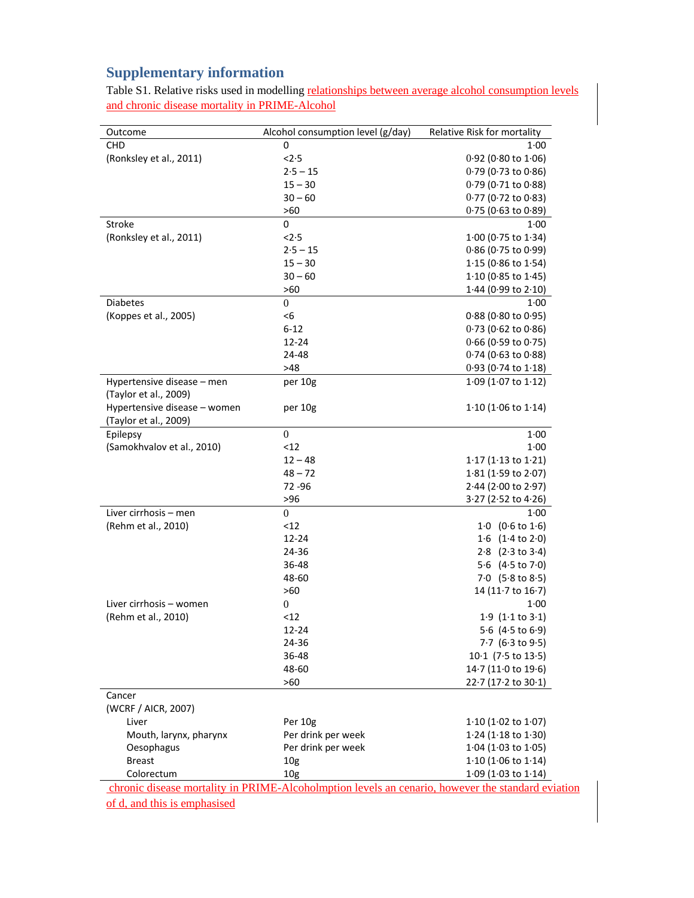## Supplementary information

Table S1. Relative risks used in modelling relationships between average alcohol consumption levels and chronic disease mortality in PRIME-Alcohol

| Outcome | Alcohol consumption level (g/day) | Relative Risk for mortality |
|---|---|---|
| CHD | 0 | 1·00 |
| (Ronksley et al., 2011) | <2·5 | 0·92 (0·80 to 1·06) |
| | 2·5 – 15 | 0·79 (0·73 to 0·86) |
| | 15 – 30 | 0·79 (0·71 to 0·88) |
| | 30 – 60 | 0·77 (0·72 to 0·83) |
| | >60 | 0·75 (0·63 to 0·89) |
| Stroke | 0 | 1·00 |
| (Ronksley et al., 2011) | <2·5 | 1·00 (0·75 to 1·34) |
| | 2·5 – 15 | 0·86 (0·75 to 0·99) |
| | 15 – 30 | 1·15 (0·86 to 1·54) |
| | 30 – 60 | 1·10 (0·85 to 1·45) |
| | >60 | 1·44 (0·99 to 2·10) |
| Diabetes | 0 | 1·00 |
| (Koppes et al., 2005) | <6 | 0·88 (0·80 to 0·95) |
| | 6-12 | 0·73 (0·62 to 0·86) |
| | 12-24 | 0·66 (0·59 to 0·75) |
| | 24-48 | 0·74 (0·63 to 0·88) |
| | >48 | 0·93 (0·74 to 1·18) |
| Hypertensive disease – men (Taylor et al., 2009) | per 10g | 1·09 (1·07 to 1·12) |
| Hypertensive disease – women (Taylor et al., 2009) | per 10g | 1·10 (1·06 to 1·14) |
| Epilepsy | 0 | 1·00 |
| (Samokhvalov et al., 2010) | <12 | 1·00 |
| | 12 – 48 | 1·17 (1·13 to 1·21) |
| | 48 – 72 | 1·81 (1·59 to 2·07) |
| | 72 -96 | 2·44 (2·00 to 2·97) |
| | >96 | 3·27 (2·52 to 4·26) |
| Liver cirrhosis – men | 0 | 1·00 |
| (Rehm et al., 2010) | <12 | 1·0 (0·6 to 1·6) |
| | 12-24 | 1·6 (1·4 to 2·0) |
| | 24-36 | 2·8 (2·3 to 3·4) |
| | 36-48 | 5·6 (4·5 to 7·0) |
| | 48-60 | 7·0 (5·8 to 8·5) |
| | >60 | 14 (11·7 to 16·7) |
| Liver cirrhosis – women | 0 | 1·00 |
| (Rehm et al., 2010) | <12 | 1·9 (1·1 to 3·1) |
| | 12-24 | 5·6 (4·5 to 6·9) |
| | 24-36 | 7·7 (6·3 to 9·5) |
| | 36-48 | 10·1 (7·5 to 13·5) |
| | 48-60 | 14·7 (11·0 to 19·6) |
| | >60 | 22·7 (17·2 to 30·1) |
| Cancer | | |
| (WCRF / AICR, 2007) | | |
| Liver | Per 10g | 1·10 (1·02 to 1·07) |
| Mouth, larynx, pharynx | Per drink per week | 1·24 (1·18 to 1·30) |
| Oesophagus | Per drink per week | 1·04 (1·03 to 1·05) |
| Breast | 10g | 1·10 (1·06 to 1·14) |
| Colorectum | 10g | 1·09 (1·03 to 1·14) |

chronic disease mortality in PRIME-Alcoholmption levels an cenario, however the standard eviation of d, and this is emphasised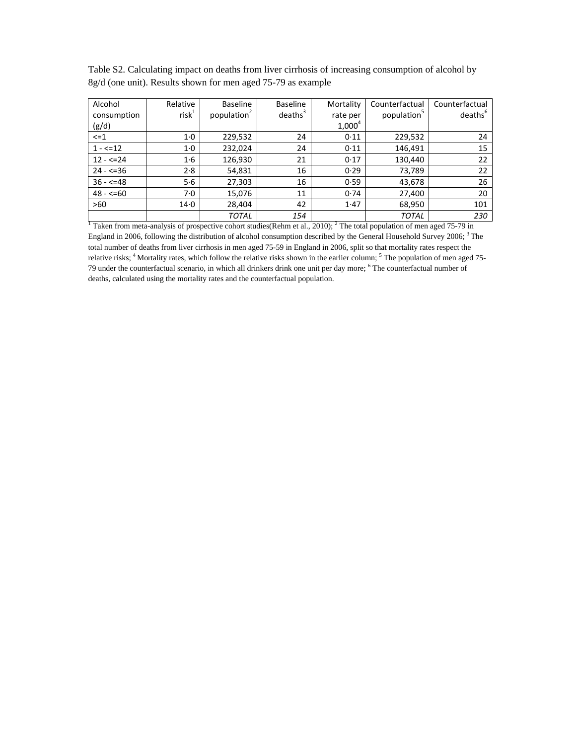Table S2. Calculating impact on deaths from liver cirrhosis of increasing consumption of alcohol by 8g/d (one unit). Results shown for men aged 75-79 as example

| Alcohol consumption (g/d) | Relative risk[1] | Baseline population[2] | Baseline deaths[3] | Mortality rate per 1,000[4] | Counterfactual population[5] | Counterfactual deaths[6] |
|---|---|---|---|---|---|---|
| <=1 | 1·0 | 229,532 | 24 | 0·11 | 229,532 | 24 |
| 1 - <=12 | 1·0 | 232,024 | 24 | 0·11 | 146,491 | 15 |
| 12 - <=24 | 1·6 | 126,930 | 21 | 0·17 | 130,440 | 22 |
| 24 - <=36 | 2·8 | 54,831 | 16 | 0·29 | 73,789 | 22 |
| 36 - <=48 | 5·6 | 27,303 | 16 | 0·59 | 43,678 | 26 |
| 48 - <=60 | 7·0 | 15,076 | 11 | 0·74 | 27,400 | 20 |
| >60 | 14·0 | 28,404 | 42 | 1·47 | 68,950 | 101 |
| | | *TOTAL* | *154* | | *TOTAL* | *230* |

[1] Taken from meta-analysis of prospective cohort studies(Rehm et al., 2010); [2] The total population of men aged 75-79 in England in 2006, following the distribution of alcohol consumption described by the General Household Survey 2006; [3] The total number of deaths from liver cirrhosis in men aged 75-59 in England in 2006, split so that mortality rates respect the relative risks; [4] Mortality rates, which follow the relative risks shown in the earlier column; [5] The population of men aged 75-79 under the counterfactual scenario, in which all drinkers drink one unit per day more; [6] The counterfactual number of deaths, calculated using the mortality rates and the counterfactual population.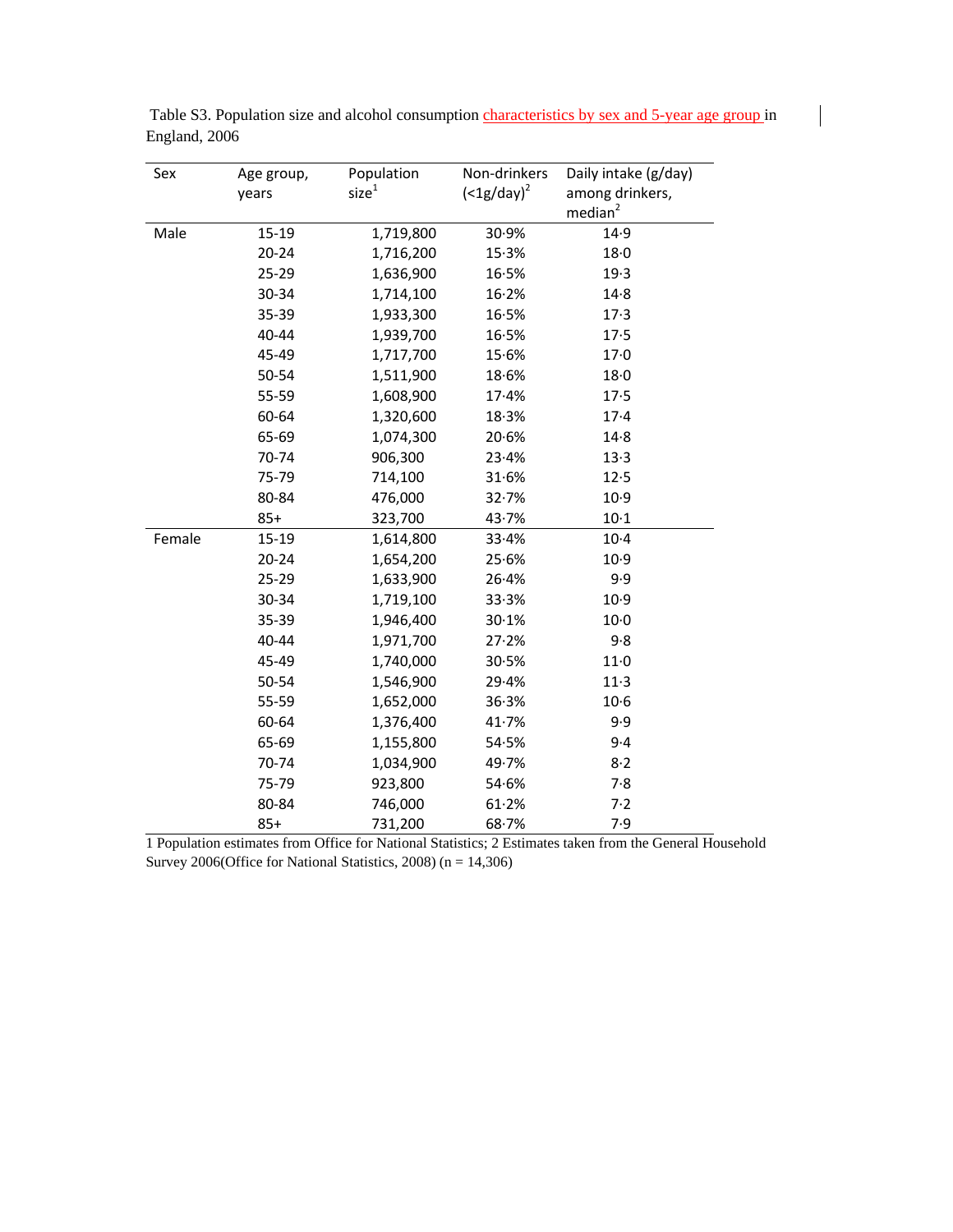Table S3. Population size and alcohol consumption characteristics by sex and 5-year age group in England, 2006

| Sex | Age group, years | Population size[1] | Non-drinkers (<1g/day)[2] | Daily intake (g/day) among drinkers, median[2] |
|---|---|---|---|---|
| Male | 15-19 | 1,719,800 | 30·9% | 14·9 |
| | 20-24 | 1,716,200 | 15·3% | 18·0 |
| | 25-29 | 1,636,900 | 16·5% | 19·3 |
| | 30-34 | 1,714,100 | 16·2% | 14·8 |
| | 35-39 | 1,933,300 | 16·5% | 17·3 |
| | 40-44 | 1,939,700 | 16·5% | 17·5 |
| | 45-49 | 1,717,700 | 15·6% | 17·0 |
| | 50-54 | 1,511,900 | 18·6% | 18·0 |
| | 55-59 | 1,608,900 | 17·4% | 17·5 |
| | 60-64 | 1,320,600 | 18·3% | 17·4 |
| | 65-69 | 1,074,300 | 20·6% | 14·8 |
| | 70-74 | 906,300 | 23·4% | 13·3 |
| | 75-79 | 714,100 | 31·6% | 12·5 |
| | 80-84 | 476,000 | 32·7% | 10·9 |
| | 85+ | 323,700 | 43·7% | 10·1 |
| Female | 15-19 | 1,614,800 | 33·4% | 10·4 |
| | 20-24 | 1,654,200 | 25·6% | 10·9 |
| | 25-29 | 1,633,900 | 26·4% | 9·9 |
| | 30-34 | 1,719,100 | 33·3% | 10·9 |
| | 35-39 | 1,946,400 | 30·1% | 10·0 |
| | 40-44 | 1,971,700 | 27·2% | 9·8 |
| | 45-49 | 1,740,000 | 30·5% | 11·0 |
| | 50-54 | 1,546,900 | 29·4% | 11·3 |
| | 55-59 | 1,652,000 | 36·3% | 10·6 |
| | 60-64 | 1,376,400 | 41·7% | 9·9 |
| | 65-69 | 1,155,800 | 54·5% | 9·4 |
| | 70-74 | 1,034,900 | 49·7% | 8·2 |
| | 75-79 | 923,800 | 54·6% | 7·8 |
| | 80-84 | 746,000 | 61·2% | 7·2 |
| | 85+ | 731,200 | 68·7% | 7·9 |

1 Population estimates from Office for National Statistics; 2 Estimates taken from the General Household Survey 2006(Office for National Statistics, 2008) (n = 14,306)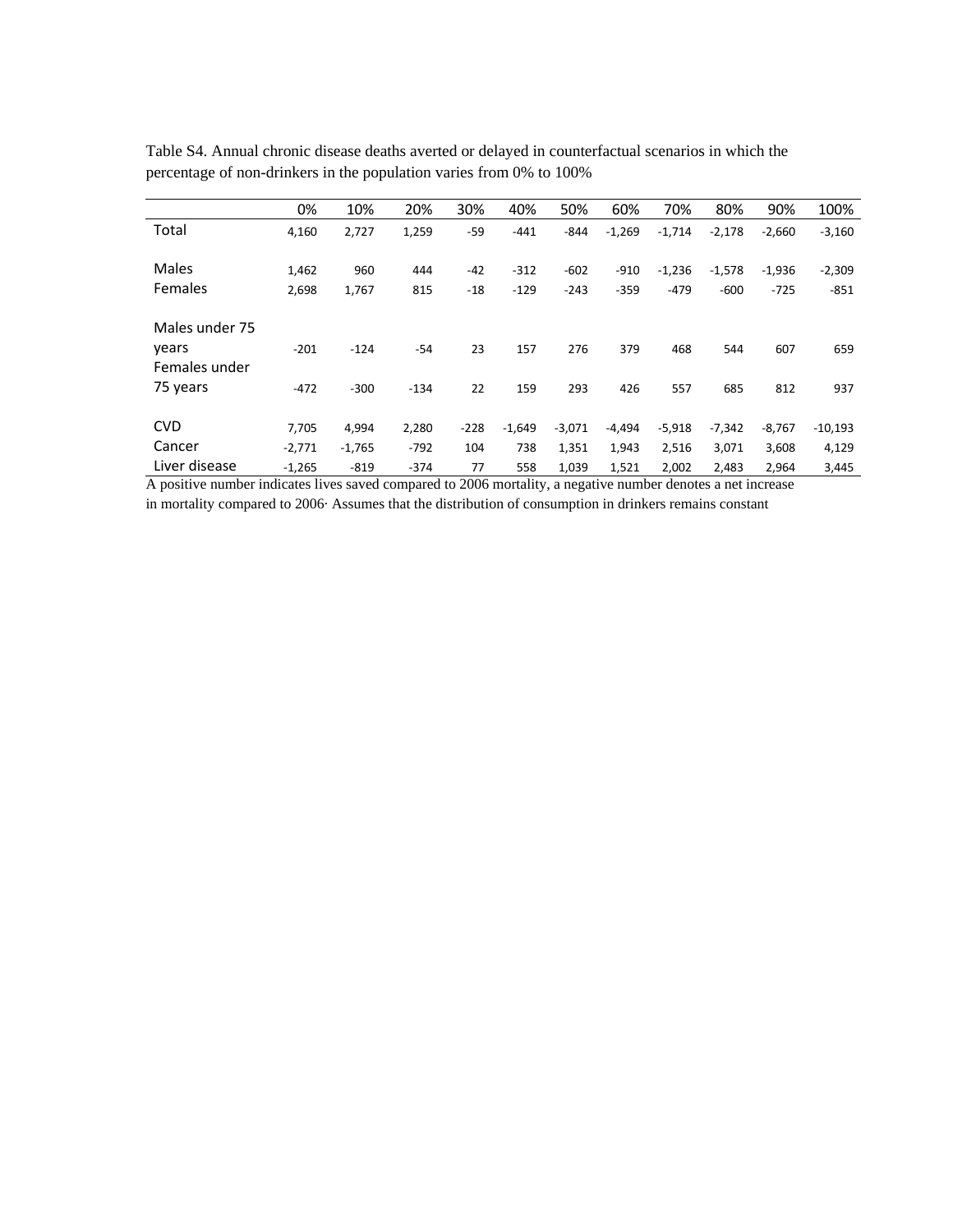Table S4. Annual chronic disease deaths averted or delayed in counterfactual scenarios in which the percentage of non-drinkers in the population varies from 0% to 100%

| | 0% | 10% | 20% | 30% | 40% | 50% | 60% | 70% | 80% | 90% | 100% |
|---|---|---|---|---|---|---|---|---|---|---|---|
| Total | 4,160 | 2,727 | 1,259 | -59 | -441 | -844 | -1,269 | -1,714 | -2,178 | -2,660 | -3,160 |
| Males | 1,462 | 960 | 444 | -42 | -312 | -602 | -910 | -1,236 | -1,578 | -1,936 | -2,309 |
| Females | 2,698 | 1,767 | 815 | -18 | -129 | -243 | -359 | -479 | -600 | -725 | -851 |
| Males under 75 years | -201 | -124 | -54 | 23 | 157 | 276 | 379 | 468 | 544 | 607 | 659 |
| Females under 75 years | -472 | -300 | -134 | 22 | 159 | 293 | 426 | 557 | 685 | 812 | 937 |
| CVD | 7,705 | 4,994 | 2,280 | -228 | -1,649 | -3,071 | -4,494 | -5,918 | -7,342 | -8,767 | -10,193 |
| Cancer | -2,771 | -1,765 | -792 | 104 | 738 | 1,351 | 1,943 | 2,516 | 3,071 | 3,608 | 4,129 |
| Liver disease | -1,265 | -819 | -374 | 77 | 558 | 1,039 | 1,521 | 2,002 | 2,483 | 2,964 | 3,445 |

A positive number indicates lives saved compared to 2006 mortality, a negative number denotes a net increase in mortality compared to 2006· Assumes that the distribution of consumption in drinkers remains constant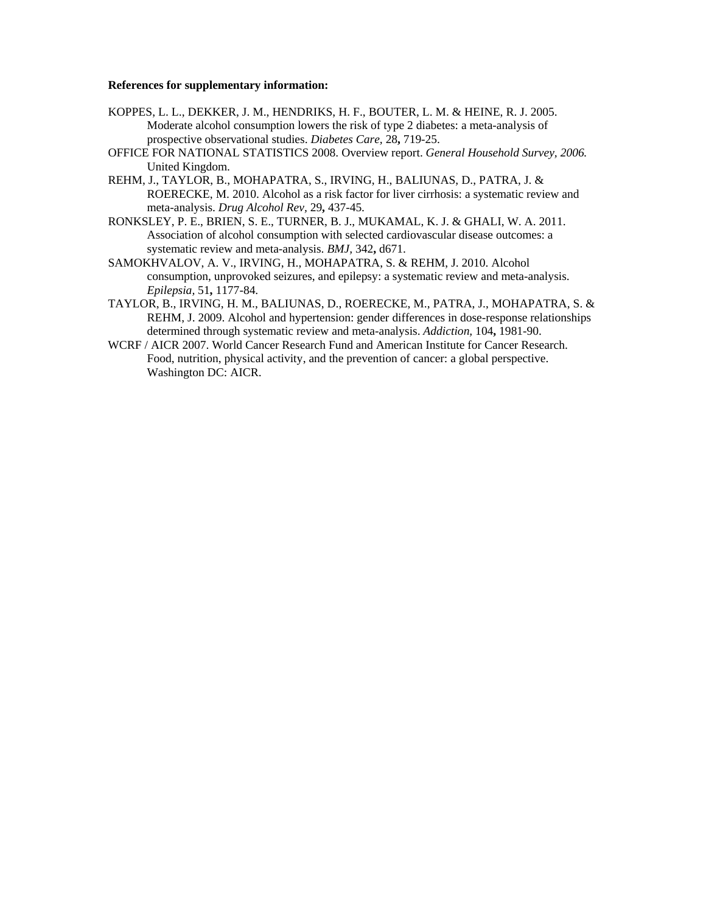**References for supplementary information:**

KOPPES, L. L., DEKKER, J. M., HENDRIKS, H. F., BOUTER, L. M. & HEINE, R. J. 2005. Moderate alcohol consumption lowers the risk of type 2 diabetes: a meta-analysis of prospective observational studies. *Diabetes Care,* 28**,** 719-25.

OFFICE FOR NATIONAL STATISTICS 2008. Overview report. *General Household Survey, 2006.* United Kingdom.

REHM, J., TAYLOR, B., MOHAPATRA, S., IRVING, H., BALIUNAS, D., PATRA, J. & ROERECKE, M. 2010. Alcohol as a risk factor for liver cirrhosis: a systematic review and meta-analysis. *Drug Alcohol Rev,* 29**,** 437-45.

RONKSLEY, P. E., BRIEN, S. E., TURNER, B. J., MUKAMAL, K. J. & GHALI, W. A. 2011. Association of alcohol consumption with selected cardiovascular disease outcomes: a systematic review and meta-analysis. *BMJ,* 342**,** d671.

SAMOKHVALOV, A. V., IRVING, H., MOHAPATRA, S. & REHM, J. 2010. Alcohol consumption, unprovoked seizures, and epilepsy: a systematic review and meta-analysis. *Epilepsia,* 51**,** 1177-84.

TAYLOR, B., IRVING, H. M., BALIUNAS, D., ROERECKE, M., PATRA, J., MOHAPATRA, S. & REHM, J. 2009. Alcohol and hypertension: gender differences in dose-response relationships determined through systematic review and meta-analysis. *Addiction,* 104**,** 1981-90.

WCRF / AICR 2007. World Cancer Research Fund and American Institute for Cancer Research. Food, nutrition, physical activity, and the prevention of cancer: a global perspective. Washington DC: AICR.